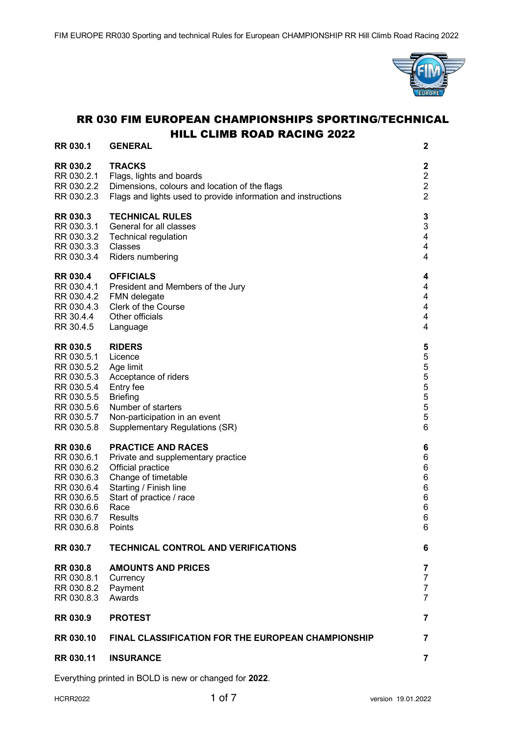# RR 030 FIM EUROPEAN CHAMPIONSHIPS SPORTING/TECHNICAL HILL CLIMB ROAD RACING 2022

| | | |
|---|---|---|
| **RR 030.1** | **GENERAL** | **2** |
| **RR 030.2** | **TRACKS** | **2** |
| RR 030.2.1 | Flags, lights and boards | 2 |
| RR 030.2.2 | Dimensions, colours and location of the flags | 2 |
| RR 030.2.3 | Flags and lights used to provide information and instructions | 2 |
| **RR 030.3** | **TECHNICAL RULES** | **3** |
| RR 030.3.1 | General for all classes | 3 |
| RR 030.3.2 | Technical regulation | 4 |
| RR 030.3.3 | Classes | 4 |
| RR 030.3.4 | Riders numbering | 4 |
| **RR 030.4** | **OFFICIALS** | **4** |
| RR 030.4.1 | President and Members of the Jury | 4 |
| RR 030.4.2 | FMN delegate | 4 |
| RR 030.4.3 | Clerk of the Course | 4 |
| RR 30.4.4 | Other officials | 4 |
| RR 30.4.5 | Language | 4 |
| **RR 030.5** | **RIDERS** | **5** |
| RR 030.5.1 | Licence | 5 |
| RR 030.5.2 | Age limit | 5 |
| RR 030.5.3 | Acceptance of riders | 5 |
| RR 030.5.4 | Entry fee | 5 |
| RR 030.5.5 | Briefing | 5 |
| RR 030.5.6 | Number of starters | 5 |
| RR 030.5.7 | Non-participation in an event | 5 |
| RR 030.5.8 | Supplementary Regulations (SR) | 6 |
| **RR 030.6** | **PRACTICE AND RACES** | **6** |
| RR 030.6.1 | Private and supplementary practice | 6 |
| RR 030.6.2 | Official practice | 6 |
| RR 030.6.3 | Change of timetable | 6 |
| RR 030.6.4 | Starting / Finish line | 6 |
| RR 030.6.5 | Start of practice / race | 6 |
| RR 030.6.6 | Race | 6 |
| RR 030.6.7 | Results | 6 |
| RR 030.6.8 | Points | 6 |
| **RR 030.7** | **TECHNICAL CONTROL AND VERIFICATIONS** | **6** |
| **RR 030.8** | **AMOUNTS AND PRICES** | **7** |
| RR 030.8.1 | Currency | 7 |
| RR 030.8.2 | Payment | 7 |
| RR 030.8.3 | Awards | 7 |
| **RR 030.9** | **PROTEST** | **7** |
| **RR 030.10** | **FINAL CLASSIFICATION FOR THE EUROPEAN CHAMPIONSHIP** | **7** |
| **RR 030.11** | **INSURANCE** | **7** |

Everything printed in BOLD is new or changed for **2022**.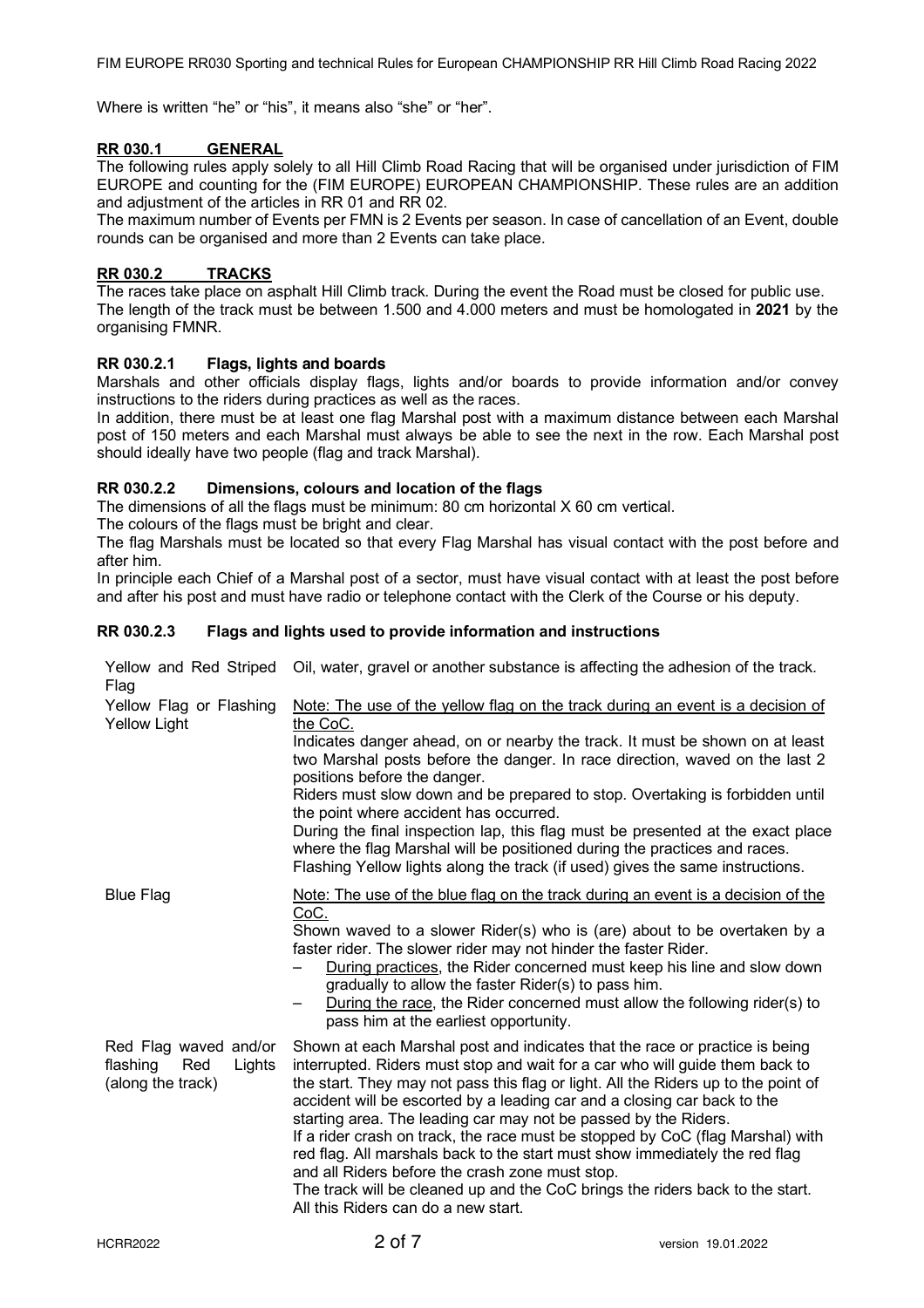Where is written "he" or "his", it means also "she" or "her".

## RR 030.1 GENERAL

The following rules apply solely to all Hill Climb Road Racing that will be organised under jurisdiction of FIM EUROPE and counting for the (FIM EUROPE) EUROPEAN CHAMPIONSHIP. These rules are an addition and adjustment of the articles in RR 01 and RR 02.

The maximum number of Events per FMN is 2 Events per season. In case of cancellation of an Event, double rounds can be organised and more than 2 Events can take place.

## RR 030.2 TRACKS

The races take place on asphalt Hill Climb track. During the event the Road must be closed for public use.

The length of the track must be between 1.500 and 4.000 meters and must be homologated in **2021** by the organising FMNR.

### RR 030.2.1 Flags, lights and boards

Marshals and other officials display flags, lights and/or boards to provide information and/or convey instructions to the riders during practices as well as the races.

In addition, there must be at least one flag Marshal post with a maximum distance between each Marshal post of 150 meters and each Marshal must always be able to see the next in the row. Each Marshal post should ideally have two people (flag and track Marshal).

### RR 030.2.2 Dimensions, colours and location of the flags

The dimensions of all the flags must be minimum: 80 cm horizontal X 60 cm vertical.

The colours of the flags must be bright and clear.

The flag Marshals must be located so that every Flag Marshal has visual contact with the post before and after him.

In principle each Chief of a Marshal post of a sector, must have visual contact with at least the post before and after his post and must have radio or telephone contact with the Clerk of the Course or his deputy.

### RR 030.2.3 Flags and lights used to provide information and instructions

| | |
|---|---|
| Yellow and Red Striped Flag | Oil, water, gravel or another substance is affecting the adhesion of the track. |
| Yellow Flag or Flashing Yellow Light | Note: The use of the yellow flag on the track during an event is a decision of the CoC.<br>Indicates danger ahead, on or nearby the track. It must be shown on at least two Marshal posts before the danger. In race direction, waved on the last 2 positions before the danger.<br>Riders must slow down and be prepared to stop. Overtaking is forbidden until the point where accident has occurred.<br>During the final inspection lap, this flag must be presented at the exact place where the flag Marshal will be positioned during the practices and races.<br>Flashing Yellow lights along the track (if used) gives the same instructions. |
| Blue Flag | Note: The use of the blue flag on the track during an event is a decision of the CoC.<br>Shown waved to a slower Rider(s) who is (are) about to be overtaken by a faster rider. The slower rider may not hinder the faster Rider.<br>– During practices, the Rider concerned must keep his line and slow down gradually to allow the faster Rider(s) to pass him.<br>– During the race, the Rider concerned must allow the following rider(s) to pass him at the earliest opportunity. |
| Red Flag waved and/or flashing Red Lights (along the track) | Shown at each Marshal post and indicates that the race or practice is being interrupted. Riders must stop and wait for a car who will guide them back to the start. They may not pass this flag or light. All the Riders up to the point of accident will be escorted by a leading car and a closing car back to the starting area. The leading car may not be passed by the Riders.<br>If a rider crash on track, the race must be stopped by CoC (flag Marshal) with red flag. All marshals back to the start must show immediately the red flag and all Riders before the crash zone must stop.<br>The track will be cleaned up and the CoC brings the riders back to the start. All this Riders can do a new start. |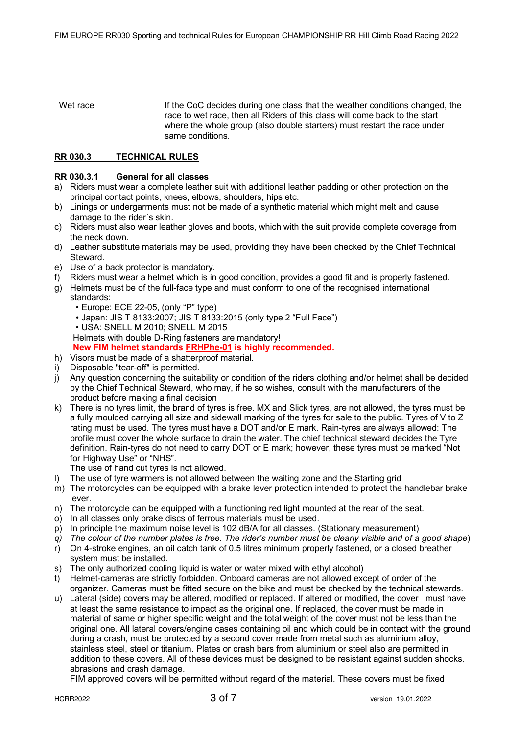| Wet race | If the CoC decides during one class that the weather conditions changed, the race to wet race, then all Riders of this class will come back to the start where the whole group (also double starters) must restart the race under same conditions. |
|---|---|

## RR 030.3 TECHNICAL RULES

### RR 030.3.1 General for all classes

a) Riders must wear a complete leather suit with additional leather padding or other protection on the principal contact points, knees, elbows, shoulders, hips etc.
b) Linings or undergarments must not be made of a synthetic material which might melt and cause damage to the rider´s skin.
c) Riders must also wear leather gloves and boots, which with the suit provide complete coverage from the neck down.
d) Leather substitute materials may be used, providing they have been checked by the Chief Technical Steward.
e) Use of a back protector is mandatory.
f) Riders must wear a helmet which is in good condition, provides a good fit and is properly fastened.
g) Helmets must be of the full-face type and must conform to one of the recognised international standards:
   - Europe: ECE 22-05, (only "P" type)
   - Japan: JIS T 8133:2007; JIS T 8133:2015 (only type 2 "Full Face")
   - USA: SNELL M 2010; SNELL M 2015

   Helmets with double D-Ring fasteners are mandatory!
   **New FIM helmet standards FRHPhe-01 is highly recommended.**
h) Visors must be made of a shatterproof material.
i) Disposable "tear-off" is permitted.
j) Any question concerning the suitability or condition of the riders clothing and/or helmet shall be decided by the Chief Technical Steward, who may, if he so wishes, consult with the manufacturers of the product before making a final decision
k) There is no tyres limit, the brand of tyres is free. MX and Slick tyres, are not allowed, the tyres must be a fully moulded carrying all size and sidewall marking of the tyres for sale to the public. Tyres of V to Z rating must be used. The tyres must have a DOT and/or E mark. Rain-tyres are always allowed: The profile must cover the whole surface to drain the water. The chief technical steward decides the Tyre definition. Rain-tyres do not need to carry DOT or E mark; however, these tyres must be marked "Not for Highway Use" or "NHS".
   The use of hand cut tyres is not allowed.
l) The use of tyre warmers is not allowed between the waiting zone and the Starting grid
m) The motorcycles can be equipped with a brake lever protection intended to protect the handlebar brake lever.
n) The motorcycle can be equipped with a functioning red light mounted at the rear of the seat.
o) In all classes only brake discs of ferrous materials must be used.
p) In principle the maximum noise level is 102 dB/A for all classes. (Stationary measurement)
q) *The colour of the number plates is free. The rider's number must be clearly visible and of a good shape*)
r) On 4-stroke engines, an oil catch tank of 0.5 litres minimum properly fastened, or a closed breather system must be installed.
s) The only authorized cooling liquid is water or water mixed with ethyl alcohol)
t) Helmet-cameras are strictly forbidden. Onboard cameras are not allowed except of order of the organizer. Cameras must be fitted secure on the bike and must be checked by the technical stewards.
u) Lateral (side) covers may be altered, modified or replaced. If altered or modified, the cover must have at least the same resistance to impact as the original one. If replaced, the cover must be made in material of same or higher specific weight and the total weight of the cover must not be less than the original one. All lateral covers/engine cases containing oil and which could be in contact with the ground during a crash, must be protected by a second cover made from metal such as aluminium alloy, stainless steel, steel or titanium. Plates or crash bars from aluminium or steel also are permitted in addition to these covers. All of these devices must be designed to be resistant against sudden shocks, abrasions and crash damage.
   FIM approved covers will be permitted without regard of the material. These covers must be fixed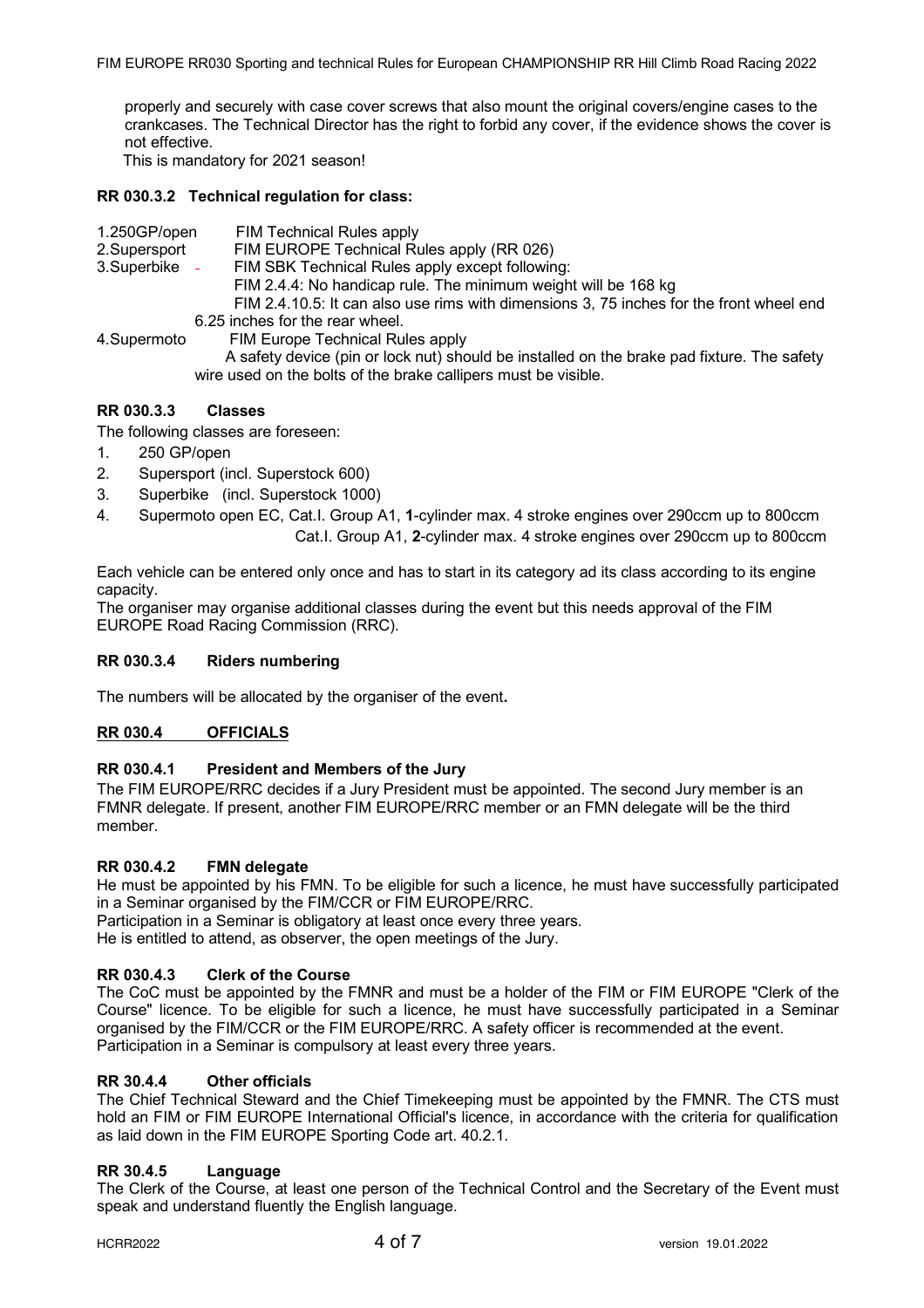properly and securely with case cover screws that also mount the original covers/engine cases to the crankcases. The Technical Director has the right to forbid any cover, if the evidence shows the cover is not effective.

This is mandatory for 2021 season!

### RR 030.3.2 Technical regulation for class:

1.250GP/open FIM Technical Rules apply

2.Supersport FIM EUROPE Technical Rules apply (RR 026)

3.Superbike - FIM SBK Technical Rules apply except following:

FIM 2.4.4: No handicap rule. The minimum weight will be 168 kg

FIM 2.4.10.5: It can also use rims with dimensions 3, 75 inches for the front wheel end 6.25 inches for the rear wheel.

4.Supermoto FIM Europe Technical Rules apply

A safety device (pin or lock nut) should be installed on the brake pad fixture. The safety wire used on the bolts of the brake callipers must be visible.

### RR 030.3.3 Classes

The following classes are foreseen:

1. 250 GP/open
2. Supersport (incl. Superstock 600)
3. Superbike (incl. Superstock 1000)
4. Supermoto open EC, Cat.I. Group A1, **1**-cylinder max. 4 stroke engines over 290ccm up to 800ccm
   Cat.I. Group A1, **2**-cylinder max. 4 stroke engines over 290ccm up to 800ccm

Each vehicle can be entered only once and has to start in its category ad its class according to its engine capacity.

The organiser may organise additional classes during the event but this needs approval of the FIM EUROPE Road Racing Commission (RRC).

### RR 030.3.4 Riders numbering

The numbers will be allocated by the organiser of the event**.**

## RR 030.4 OFFICIALS

### RR 030.4.1 President and Members of the Jury

The FIM EUROPE/RRC decides if a Jury President must be appointed. The second Jury member is an FMNR delegate. If present, another FIM EUROPE/RRC member or an FMN delegate will be the third member.

### RR 030.4.2 FMN delegate

He must be appointed by his FMN. To be eligible for such a licence, he must have successfully participated in a Seminar organised by the FIM/CCR or FIM EUROPE/RRC.

Participation in a Seminar is obligatory at least once every three years.

He is entitled to attend, as observer, the open meetings of the Jury.

### RR 030.4.3 Clerk of the Course

The CoC must be appointed by the FMNR and must be a holder of the FIM or FIM EUROPE "Clerk of the Course" licence. To be eligible for such a licence, he must have successfully participated in a Seminar organised by the FIM/CCR or the FIM EUROPE/RRC. A safety officer is recommended at the event. Participation in a Seminar is compulsory at least every three years.

### RR 30.4.4 Other officials

The Chief Technical Steward and the Chief Timekeeping must be appointed by the FMNR. The CTS must hold an FIM or FIM EUROPE International Official's licence, in accordance with the criteria for qualification as laid down in the FIM EUROPE Sporting Code art. 40.2.1.

### RR 30.4.5 Language

The Clerk of the Course, at least one person of the Technical Control and the Secretary of the Event must speak and understand fluently the English language.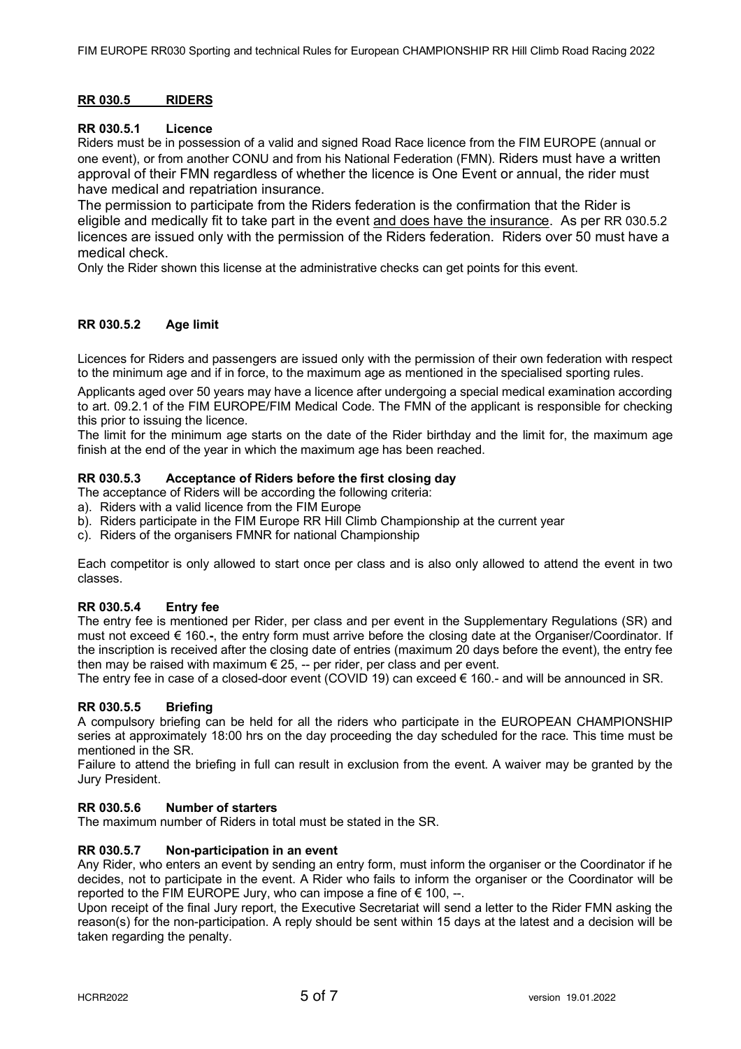## RR 030.5 RIDERS

### RR 030.5.1 Licence

Riders must be in possession of a valid and signed Road Race licence from the FIM EUROPE (annual or one event), or from another CONU and from his National Federation (FMN). Riders must have a written approval of their FMN regardless of whether the licence is One Event or annual, the rider must have medical and repatriation insurance.

The permission to participate from the Riders federation is the confirmation that the Rider is eligible and medically fit to take part in the event and does have the insurance. As per RR 030.5.2 licences are issued only with the permission of the Riders federation. Riders over 50 must have a medical check.

Only the Rider shown this license at the administrative checks can get points for this event.

### RR 030.5.2 Age limit

Licences for Riders and passengers are issued only with the permission of their own federation with respect to the minimum age and if in force, to the maximum age as mentioned in the specialised sporting rules.

Applicants aged over 50 years may have a licence after undergoing a special medical examination according to art. 09.2.1 of the FIM EUROPE/FIM Medical Code. The FMN of the applicant is responsible for checking this prior to issuing the licence.

The limit for the minimum age starts on the date of the Rider birthday and the limit for, the maximum age finish at the end of the year in which the maximum age has been reached.

### RR 030.5.3 Acceptance of Riders before the first closing day

The acceptance of Riders will be according the following criteria:

a). Riders with a valid licence from the FIM Europe
b). Riders participate in the FIM Europe RR Hill Climb Championship at the current year
c). Riders of the organisers FMNR for national Championship

Each competitor is only allowed to start once per class and is also only allowed to attend the event in two classes.

### RR 030.5.4 Entry fee

The entry fee is mentioned per Rider, per class and per event in the Supplementary Regulations (SR) and must not exceed € 160.-, the entry form must arrive before the closing date at the Organiser/Coordinator. If the inscription is received after the closing date of entries (maximum 20 days before the event), the entry fee then may be raised with maximum € 25, -- per rider, per class and per event.

The entry fee in case of a closed-door event (COVID 19) can exceed € 160.- and will be announced in SR.

### RR 030.5.5 Briefing

A compulsory briefing can be held for all the riders who participate in the EUROPEAN CHAMPIONSHIP series at approximately 18:00 hrs on the day proceeding the day scheduled for the race. This time must be mentioned in the SR.

Failure to attend the briefing in full can result in exclusion from the event. A waiver may be granted by the Jury President.

### RR 030.5.6 Number of starters

The maximum number of Riders in total must be stated in the SR.

### RR 030.5.7 Non-participation in an event

Any Rider, who enters an event by sending an entry form, must inform the organiser or the Coordinator if he decides, not to participate in the event. A Rider who fails to inform the organiser or the Coordinator will be reported to the FIM EUROPE Jury, who can impose a fine of € 100, --.

Upon receipt of the final Jury report, the Executive Secretariat will send a letter to the Rider FMN asking the reason(s) for the non-participation. A reply should be sent within 15 days at the latest and a decision will be taken regarding the penalty.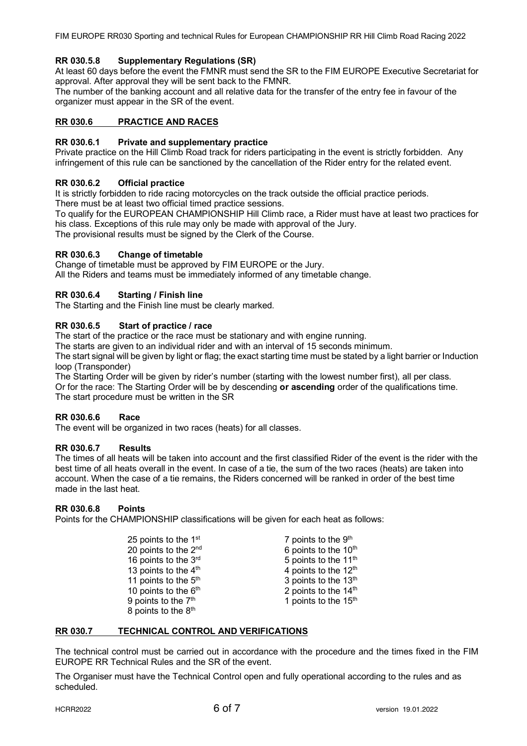### RR 030.5.8 Supplementary Regulations (SR)

At least 60 days before the event the FMNR must send the SR to the FIM EUROPE Executive Secretariat for approval. After approval they will be sent back to the FMNR.

The number of the banking account and all relative data for the transfer of the entry fee in favour of the organizer must appear in the SR of the event.

## RR 030.6 PRACTICE AND RACES

### RR 030.6.1 Private and supplementary practice

Private practice on the Hill Climb Road track for riders participating in the event is strictly forbidden. Any infringement of this rule can be sanctioned by the cancellation of the Rider entry for the related event.

### RR 030.6.2 Official practice

It is strictly forbidden to ride racing motorcycles on the track outside the official practice periods.

There must be at least two official timed practice sessions.

To qualify for the EUROPEAN CHAMPIONSHIP Hill Climb race, a Rider must have at least two practices for his class. Exceptions of this rule may only be made with approval of the Jury.

The provisional results must be signed by the Clerk of the Course.

### RR 030.6.3 Change of timetable

Change of timetable must be approved by FIM EUROPE or the Jury.

All the Riders and teams must be immediately informed of any timetable change.

### RR 030.6.4 Starting / Finish line

The Starting and the Finish line must be clearly marked.

### RR 030.6.5 Start of practice / race

The start of the practice or the race must be stationary and with engine running.

The starts are given to an individual rider and with an interval of 15 seconds minimum.

The start signal will be given by light or flag; the exact starting time must be stated by a light barrier or Induction loop (Transponder)

The Starting Order will be given by rider's number (starting with the lowest number first), all per class.

Or for the race: The Starting Order will be by descending **or ascending** order of the qualifications time.

The start procedure must be written in the SR

### RR 030.6.6 Race

The event will be organized in two races (heats) for all classes.

### RR 030.6.7 Results

The times of all heats will be taken into account and the first classified Rider of the event is the rider with the best time of all heats overall in the event. In case of a tie, the sum of the two races (heats) are taken into account. When the case of a tie remains, the Riders concerned will be ranked in order of the best time made in the last heat.

### RR 030.6.8 Points

Points for the CHAMPIONSHIP classifications will be given for each heat as follows:

- 25 points to the 1st
- 20 points to the 2nd
- 16 points to the 3rd
- 13 points to the 4th
- 11 points to the 5th
- 10 points to the 6th
- 9 points to the 7th
- 8 points to the 8th
- 7 points to the 9th
- 6 points to the 10th
- 5 points to the 11th
- 4 points to the 12th
- 3 points to the 13th
- 2 points to the 14th
- 1 points to the 15th

## RR 030.7 TECHNICAL CONTROL AND VERIFICATIONS

The technical control must be carried out in accordance with the procedure and the times fixed in the FIM EUROPE RR Technical Rules and the SR of the event.

The Organiser must have the Technical Control open and fully operational according to the rules and as scheduled.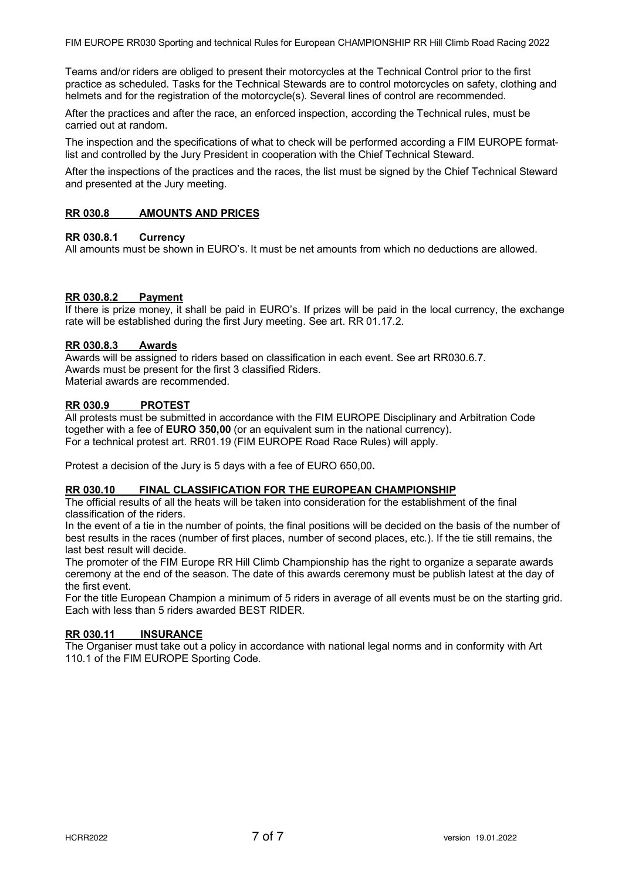Teams and/or riders are obliged to present their motorcycles at the Technical Control prior to the first practice as scheduled. Tasks for the Technical Stewards are to control motorcycles on safety, clothing and helmets and for the registration of the motorcycle(s). Several lines of control are recommended.

After the practices and after the race, an enforced inspection, according the Technical rules, must be carried out at random.

The inspection and the specifications of what to check will be performed according a FIM EUROPE format-list and controlled by the Jury President in cooperation with the Chief Technical Steward.

After the inspections of the practices and the races, the list must be signed by the Chief Technical Steward and presented at the Jury meeting.

## RR 030.8 AMOUNTS AND PRICES

### RR 030.8.1 Currency

All amounts must be shown in EURO's. It must be net amounts from which no deductions are allowed.

### RR 030.8.2 Payment

If there is prize money, it shall be paid in EURO's. If prizes will be paid in the local currency, the exchange rate will be established during the first Jury meeting. See art. RR 01.17.2.

### RR 030.8.3 Awards

Awards will be assigned to riders based on classification in each event. See art RR030.6.7.
Awards must be present for the first 3 classified Riders.
Material awards are recommended.

## RR 030.9 PROTEST

All protests must be submitted in accordance with the FIM EUROPE Disciplinary and Arbitration Code together with a fee of **EURO 350,00** (or an equivalent sum in the national currency).
For a technical protest art. RR01.19 (FIM EUROPE Road Race Rules) will apply.

Protest a decision of the Jury is 5 days with a fee of EURO 650,00**.**

## RR 030.10 FINAL CLASSIFICATION FOR THE EUROPEAN CHAMPIONSHIP

The official results of all the heats will be taken into consideration for the establishment of the final classification of the riders.
In the event of a tie in the number of points, the final positions will be decided on the basis of the number of best results in the races (number of first places, number of second places, etc.). If the tie still remains, the last best result will decide.
The promoter of the FIM Europe RR Hill Climb Championship has the right to organize a separate awards ceremony at the end of the season. The date of this awards ceremony must be publish latest at the day of the first event.
For the title European Champion a minimum of 5 riders in average of all events must be on the starting grid. Each with less than 5 riders awarded BEST RIDER.

## RR 030.11 INSURANCE

The Organiser must take out a policy in accordance with national legal norms and in conformity with Art 110.1 of the FIM EUROPE Sporting Code.